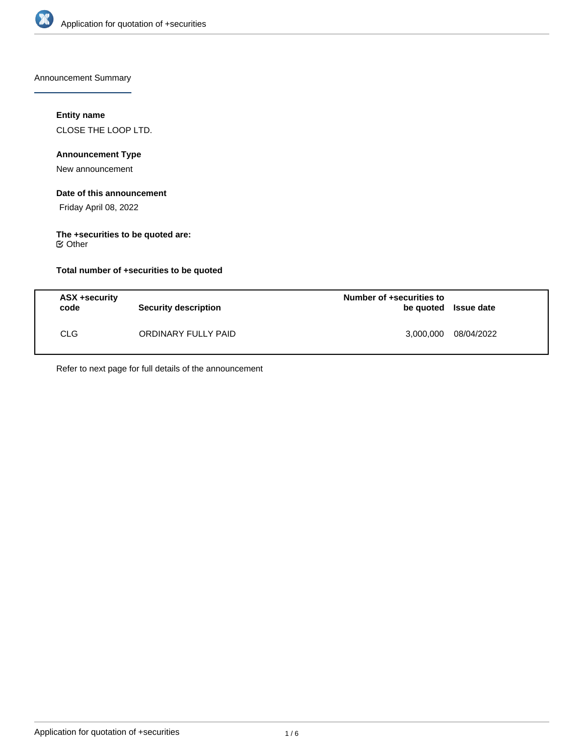## Announcement Summary

**Entity name**

CLOSE THE LOOP LTD.

**Announcement Type**

New announcement

**Date of this announcement**

Friday April 08, 2022

**The +securities to be quoted are:**

☑ Other

**Total number of +securities to be quoted**

| ASX +security code | Security description | Number of +securities to be quoted | Issue date |
|---|---|---|---|
| CLG | ORDINARY FULLY PAID | 3,000,000 | 08/04/2022 |

Refer to next page for full details of the announcement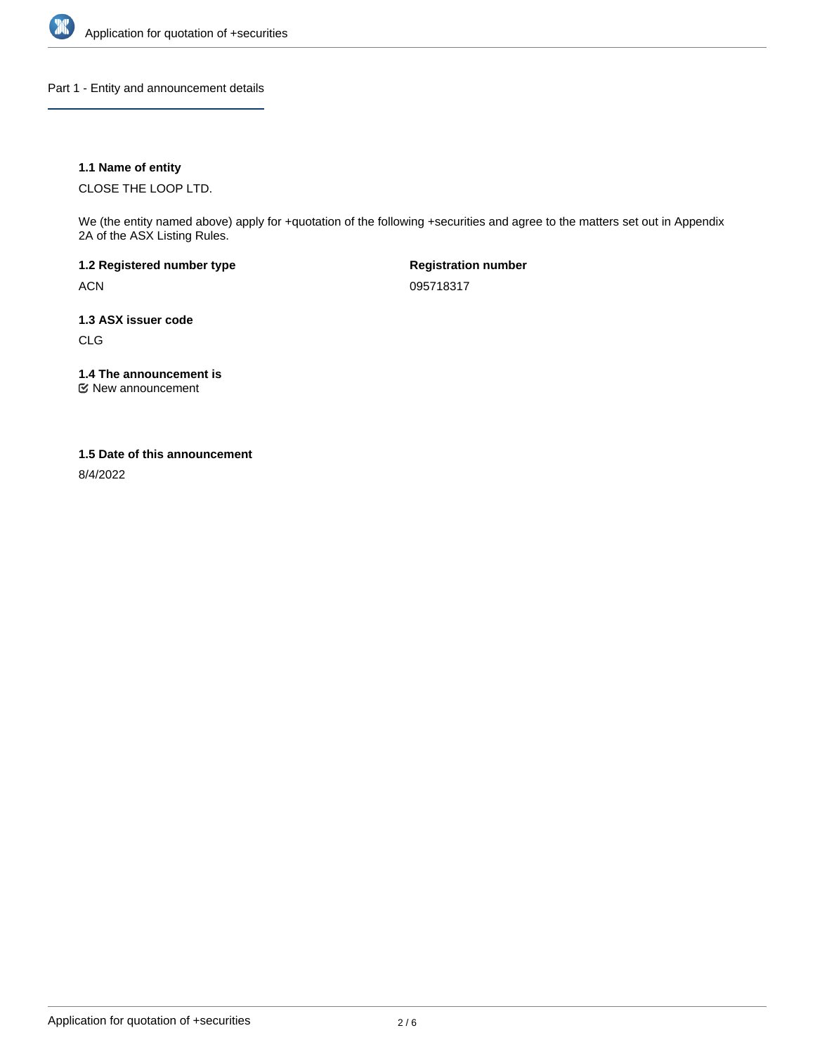## Part 1 - Entity and announcement details

**1.1 Name of entity**

CLOSE THE LOOP LTD.

We (the entity named above) apply for +quotation of the following +securities and agree to the matters set out in Appendix 2A of the ASX Listing Rules.

**1.2 Registered number type**

ACN

**Registration number**

095718317

**1.3 ASX issuer code**

CLG

**1.4 The announcement is**

☑ New announcement

**1.5 Date of this announcement**

8/4/2022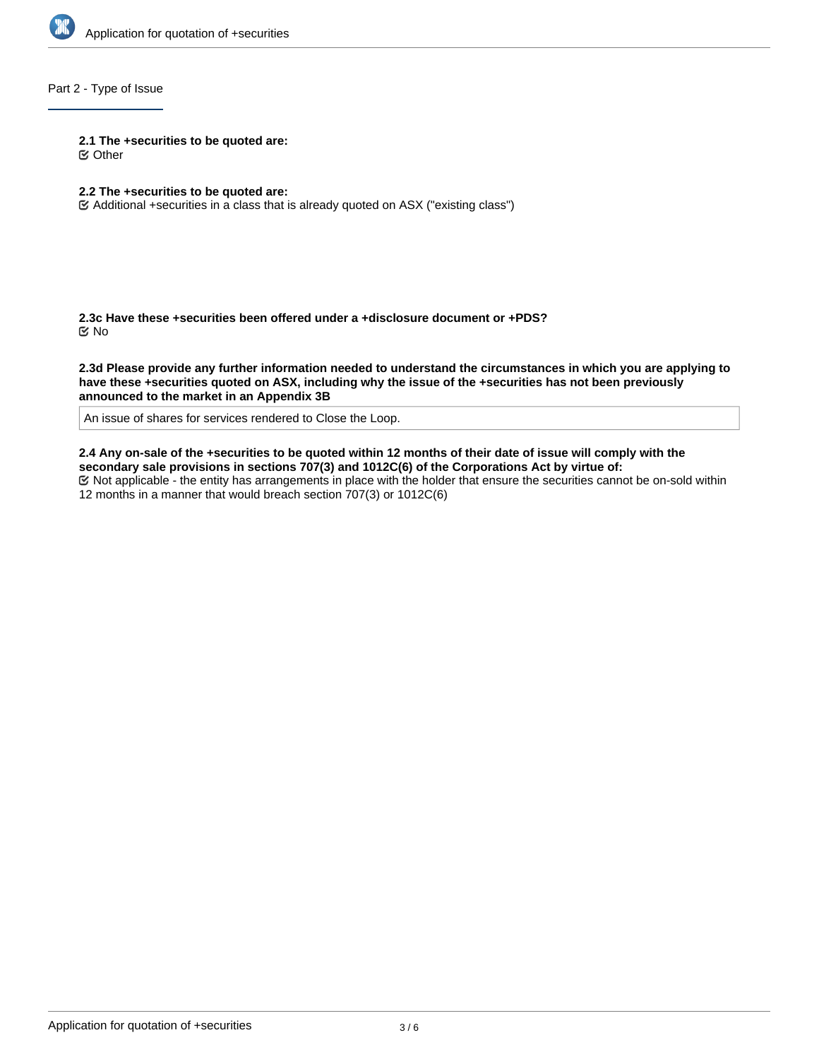## Part 2 - Type of Issue

**2.1 The +securities to be quoted are:**

☑ Other

**2.2 The +securities to be quoted are:**

☑ Additional +securities in a class that is already quoted on ASX ("existing class")

**2.3c Have these +securities been offered under a +disclosure document or +PDS?**

☑ No

**2.3d Please provide any further information needed to understand the circumstances in which you are applying to have these +securities quoted on ASX, including why the issue of the +securities has not been previously announced to the market in an Appendix 3B**

An issue of shares for services rendered to Close the Loop.

**2.4 Any on-sale of the +securities to be quoted within 12 months of their date of issue will comply with the secondary sale provisions in sections 707(3) and 1012C(6) of the Corporations Act by virtue of:**

☑ Not applicable - the entity has arrangements in place with the holder that ensure the securities cannot be on-sold within 12 months in a manner that would breach section 707(3) or 1012C(6)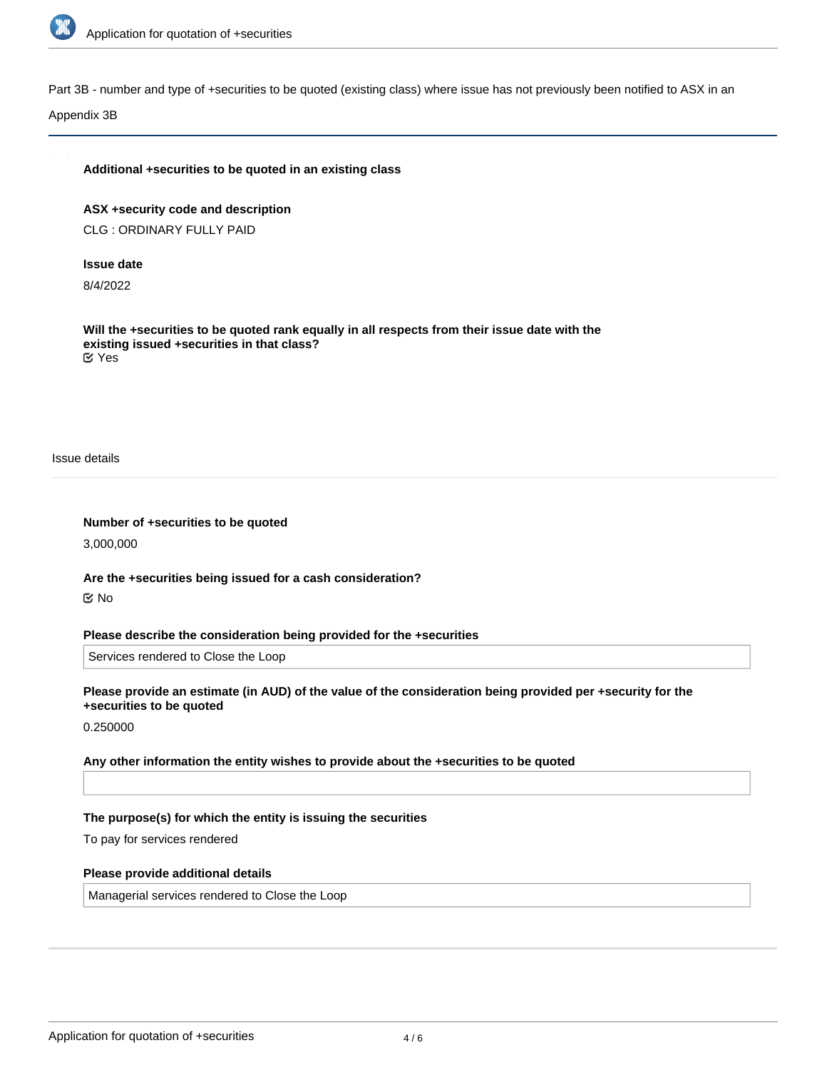Part 3B - number and type of +securities to be quoted (existing class) where issue has not previously been notified to ASX in an Appendix 3B

**Additional +securities to be quoted in an existing class**

**ASX +security code and description**

CLG : ORDINARY FULLY PAID

**Issue date**

8/4/2022

**Will the +securities to be quoted rank equally in all respects from their issue date with the existing issued +securities in that class?**

☑ Yes

Issue details

**Number of +securities to be quoted**

3,000,000

**Are the +securities being issued for a cash consideration?**

☑ No

**Please describe the consideration being provided for the +securities**

Services rendered to Close the Loop

**Please provide an estimate (in AUD) of the value of the consideration being provided per +security for the +securities to be quoted**

0.250000

**Any other information the entity wishes to provide about the +securities to be quoted**

**The purpose(s) for which the entity is issuing the securities**

To pay for services rendered

**Please provide additional details**

Managerial services rendered to Close the Loop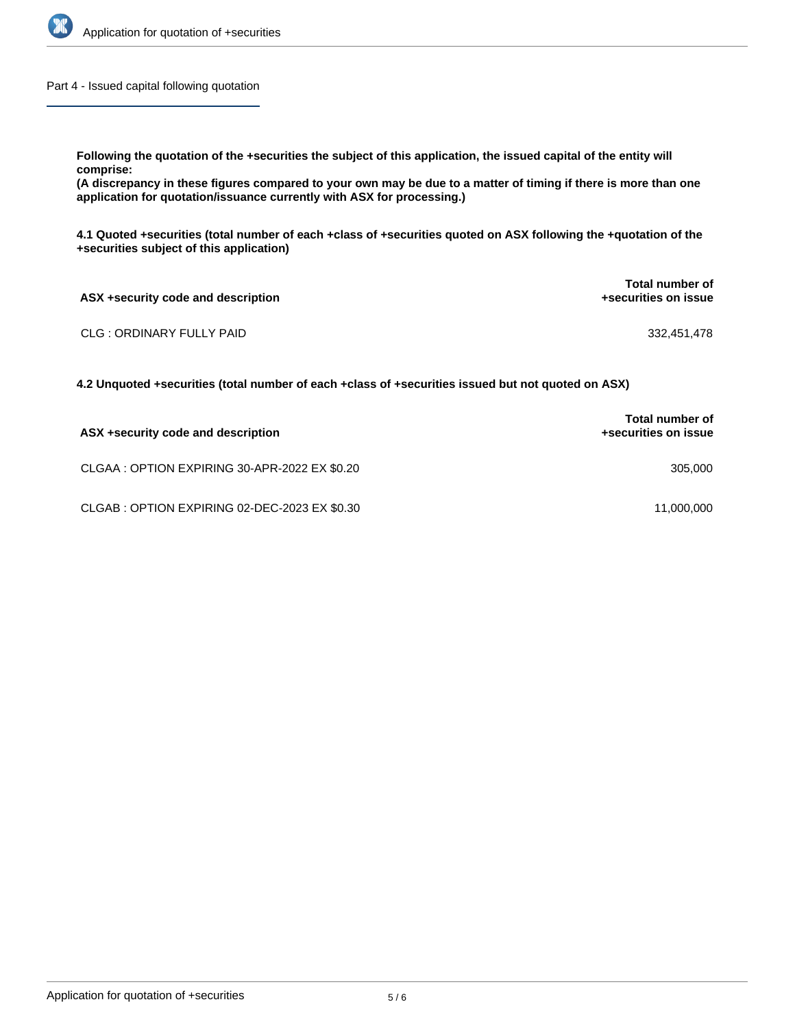## Part 4 - Issued capital following quotation

**Following the quotation of the +securities the subject of this application, the issued capital of the entity will comprise:**
**(A discrepancy in these figures compared to your own may be due to a matter of timing if there is more than one application for quotation/issuance currently with ASX for processing.)**

**4.1 Quoted +securities (total number of each +class of +securities quoted on ASX following the +quotation of the +securities subject of this application)**

| ASX +security code and description | Total number of +securities on issue |
| --- | --- |
| CLG : ORDINARY FULLY PAID | 332,451,478 |

**4.2 Unquoted +securities (total number of each +class of +securities issued but not quoted on ASX)**

| ASX +security code and description | Total number of +securities on issue |
| --- | --- |
| CLGAA : OPTION EXPIRING 30-APR-2022 EX $0.20 | 305,000 |
| CLGAB : OPTION EXPIRING 02-DEC-2023 EX $0.30 | 11,000,000 |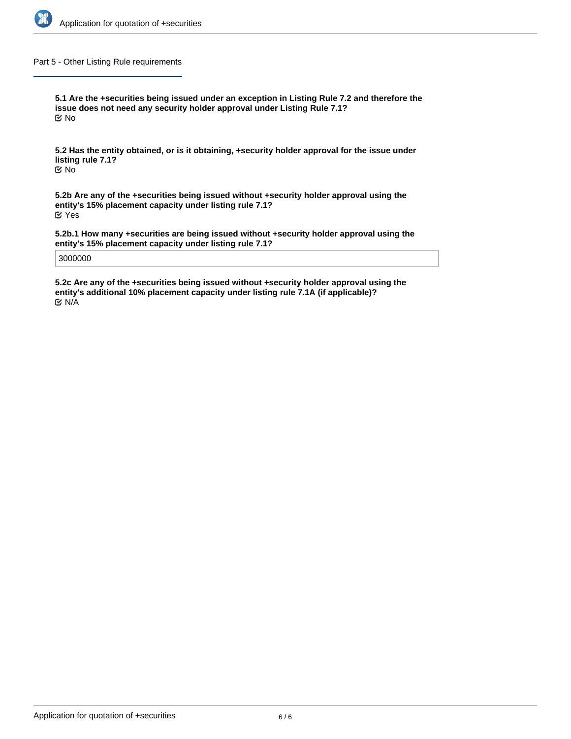## Part 5 - Other Listing Rule requirements

**5.1 Are the +securities being issued under an exception in Listing Rule 7.2 and therefore the issue does not need any security holder approval under Listing Rule 7.1?**

☑ No

**5.2 Has the entity obtained, or is it obtaining, +security holder approval for the issue under listing rule 7.1?**

☑ No

**5.2b Are any of the +securities being issued without +security holder approval using the entity's 15% placement capacity under listing rule 7.1?**

☑ Yes

**5.2b.1 How many +securities are being issued without +security holder approval using the entity's 15% placement capacity under listing rule 7.1?**

3000000

**5.2c Are any of the +securities being issued without +security holder approval using the entity's additional 10% placement capacity under listing rule 7.1A (if applicable)?**

☑ N/A